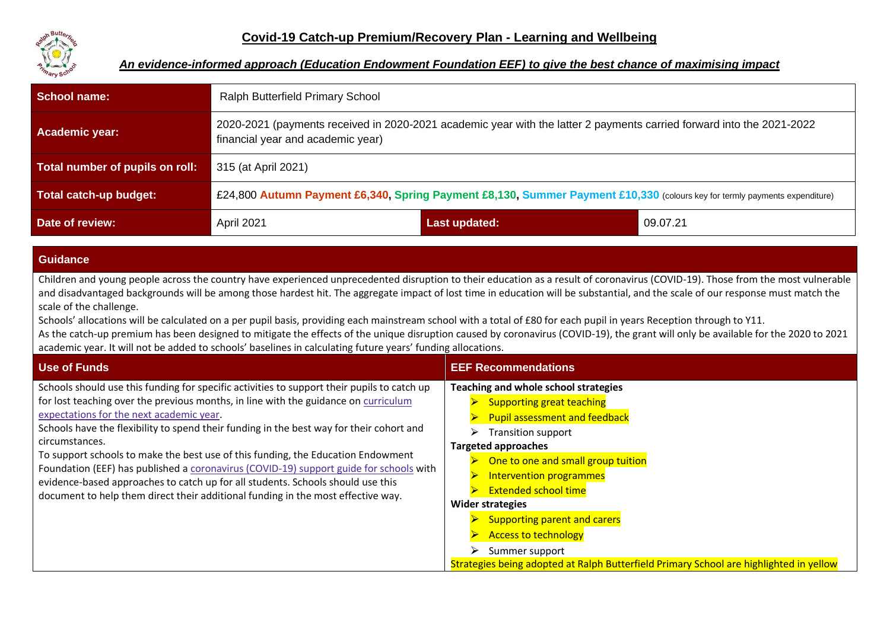# Covid-19 Catch-up Premium/Recovery Plan - Learning and Wellbeing

***An evidence-informed approach (Education Endowment Foundation EEF) to give the best chance of maximising impact***

| **School name:** | Ralph Butterfield Primary School | | |
|---|---|---|---|
| **Academic year:** | 2020-2021 (payments received in 2020-2021 academic year with the latter 2 payments carried forward into the 2021-2022 financial year and academic year) | | |
| **Total number of pupils on roll:** | 315 (at April 2021) | | |
| **Total catch-up budget:** | £24,800 **Autumn Payment £6,340**, **Spring Payment £8,130**, **Summer Payment £10,330** (colours key for termly payments expenditure) | | |
| **Date of review:** | April 2021 | **Last updated:** | 09.07.21 |

## Guidance

Children and young people across the country have experienced unprecedented disruption to their education as a result of coronavirus (COVID-19). Those from the most vulnerable and disadvantaged backgrounds will be among those hardest hit. The aggregate impact of lost time in education will be substantial, and the scale of our response must match the scale of the challenge.

Schools' allocations will be calculated on a per pupil basis, providing each mainstream school with a total of £80 for each pupil in years Reception through to Y11.

As the catch-up premium has been designed to mitigate the effects of the unique disruption caused by coronavirus (COVID-19), the grant will only be available for the 2020 to 2021 academic year. It will not be added to schools' baselines in calculating future years' funding allocations.

| Use of Funds | EEF Recommendations |
|---|---|
| Schools should use this funding for specific activities to support their pupils to catch up for lost teaching over the previous months, in line with the guidance on curriculum expectations for the next academic year.<br>Schools have the flexibility to spend their funding in the best way for their cohort and circumstances.<br>To support schools to make the best use of this funding, the Education Endowment Foundation (EEF) has published a coronavirus (COVID-19) support guide for schools with evidence-based approaches to catch up for all students. Schools should use this document to help them direct their additional funding in the most effective way. | **Teaching and whole school strategies**<br>➢ Supporting great teaching<br>➢ Pupil assessment and feedback<br>➢ Transition support<br>**Targeted approaches**<br>➢ One to one and small group tuition<br>➢ Intervention programmes<br>➢ Extended school time<br>**Wider strategies**<br>➢ Supporting parent and carers<br>➢ Access to technology<br>➢ Summer support<br>Strategies being adopted at Ralph Butterfield Primary School are highlighted in yellow |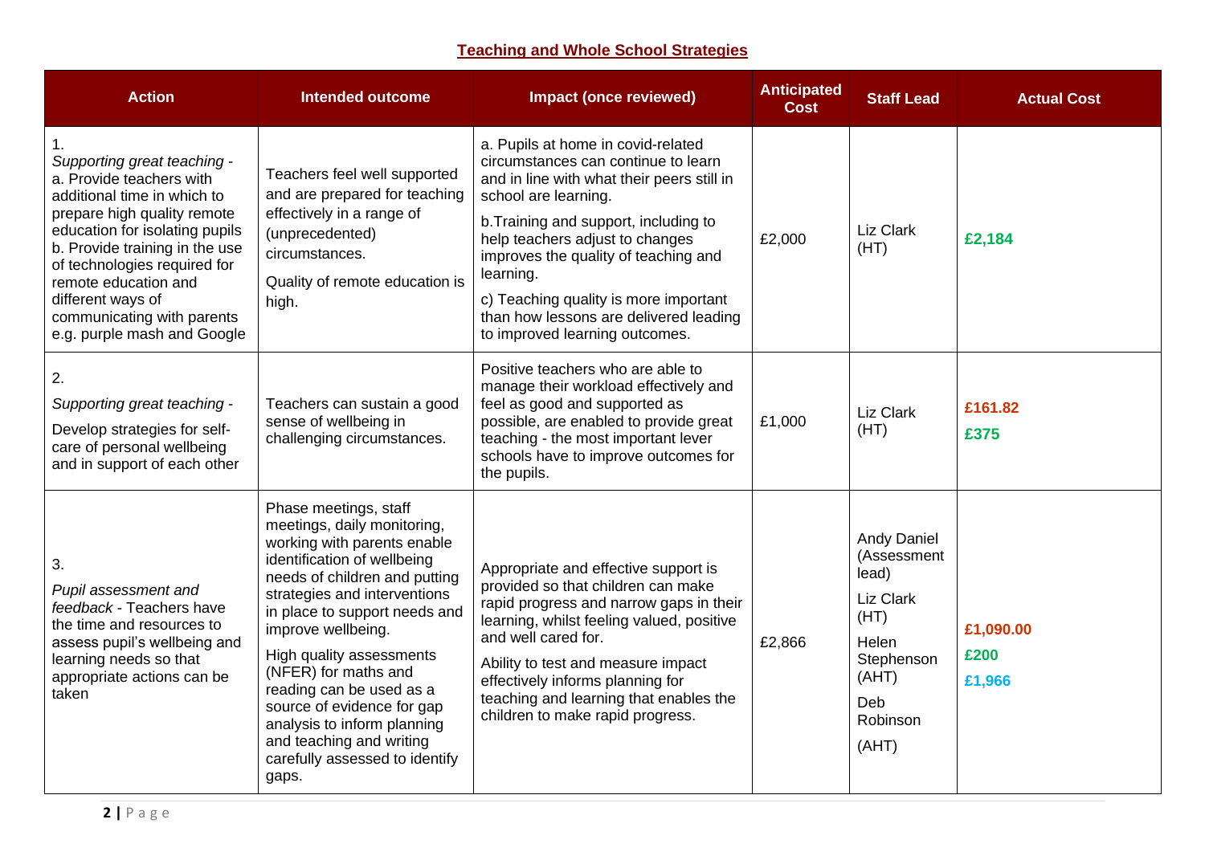## Teaching and Whole School Strategies

| Action | Intended outcome | Impact (once reviewed) | Anticipated Cost | Staff Lead | Actual Cost |
|---|---|---|---|---|---|
| 1.<br>*Supporting great teaching -*<br>a. Provide teachers with additional time in which to prepare high quality remote education for isolating pupils<br>b. Provide training in the use of technologies required for remote education and different ways of communicating with parents e.g. purple mash and Google | Teachers feel well supported and are prepared for teaching effectively in a range of (unprecedented) circumstances.<br>Quality of remote education is high. | a. Pupils at home in covid-related circumstances can continue to learn and in line with what their peers still in school are learning.<br>b.Training and support, including to help teachers adjust to changes improves the quality of teaching and learning.<br>c) Teaching quality is more important than how lessons are delivered leading to improved learning outcomes. | £2,000 | Liz Clark (HT) | **£2,184** |
| 2.<br>*Supporting great teaching -*<br>Develop strategies for self-care of personal wellbeing and in support of each other | Teachers can sustain a good sense of wellbeing in challenging circumstances. | Positive teachers who are able to manage their workload effectively and feel as good and supported as possible, are enabled to provide great teaching - the most important lever schools have to improve outcomes for the pupils. | £1,000 | Liz Clark (HT) | **£161.82**<br>**£375** |
| 3.<br>*Pupil assessment and feedback* - Teachers have the time and resources to assess pupil's wellbeing and learning needs so that appropriate actions can be taken | Phase meetings, staff meetings, daily monitoring, working with parents enable identification of wellbeing needs of children and putting strategies and interventions in place to support needs and improve wellbeing.<br>High quality assessments (NFER) for maths and reading can be used as a source of evidence for gap analysis to inform planning and teaching and writing carefully assessed to identify gaps. | Appropriate and effective support is provided so that children can make rapid progress and narrow gaps in their learning, whilst feeling valued, positive and well cared for.<br>Ability to test and measure impact effectively informs planning for teaching and learning that enables the children to make rapid progress. | £2,866 | Andy Daniel (Assessment lead)<br>Liz Clark (HT)<br>Helen Stephenson (AHT)<br>Deb Robinson<br>(AHT) | **£1,090.00**<br>**£200**<br>**£1,966** |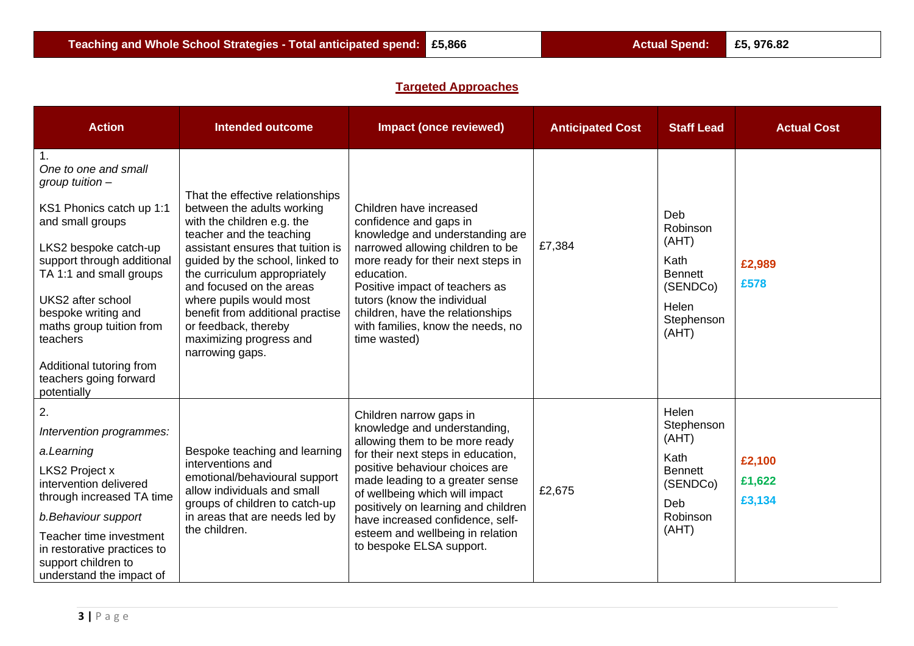| Teaching and Whole School Strategies - Total anticipated spend: | £5,866 | Actual Spend: | £5, 976.82 |
|---|---|---|---|

## Targeted Approaches

| Action | Intended outcome | Impact (once reviewed) | Anticipated Cost | Staff Lead | Actual Cost |
|---|---|---|---|---|---|
| 1.<br>*One to one and small group tuition –*<br><br>KS1 Phonics catch up 1:1 and small groups<br><br>LKS2 bespoke catch-up support through additional TA 1:1 and small groups<br><br>UKS2 after school bespoke writing and maths group tuition from teachers<br><br>Additional tutoring from teachers going forward potentially | That the effective relationships between the adults working with the children e.g. the teacher and the teaching assistant ensures that tuition is guided by the school, linked to the curriculum appropriately and focused on the areas where pupils would most benefit from additional practise or feedback, thereby maximizing progress and narrowing gaps. | Children have increased confidence and gaps in knowledge and understanding are narrowed allowing children to be more ready for their next steps in education.<br>Positive impact of teachers as tutors (know the individual children, have the relationships with families, know the needs, no time wasted) | £7,384 | Deb Robinson (AHT)<br><br>Kath Bennett (SENDCo)<br><br>Helen Stephenson (AHT) | **£2,989**<br><br>**£578** |
| 2.<br>*Intervention programmes:*<br><br>*a.Learning*<br><br>LKS2 Project x intervention delivered through increased TA time<br><br>*b.Behaviour support*<br><br>Teacher time investment in restorative practices to support children to understand the impact of | Bespoke teaching and learning interventions and emotional/behavioural support allow individuals and small groups of children to catch-up in areas that are needs led by the children. | Children narrow gaps in knowledge and understanding, allowing them to be more ready for their next steps in education, positive behaviour choices are made leading to a greater sense of wellbeing which will impact positively on learning and children have increased confidence, self-esteem and wellbeing in relation to bespoke ELSA support. | £2,675 | Helen Stephenson (AHT)<br><br>Kath Bennett (SENDCo)<br><br>Deb Robinson (AHT) | **£2,100**<br><br>**£1,622**<br><br>**£3,134** |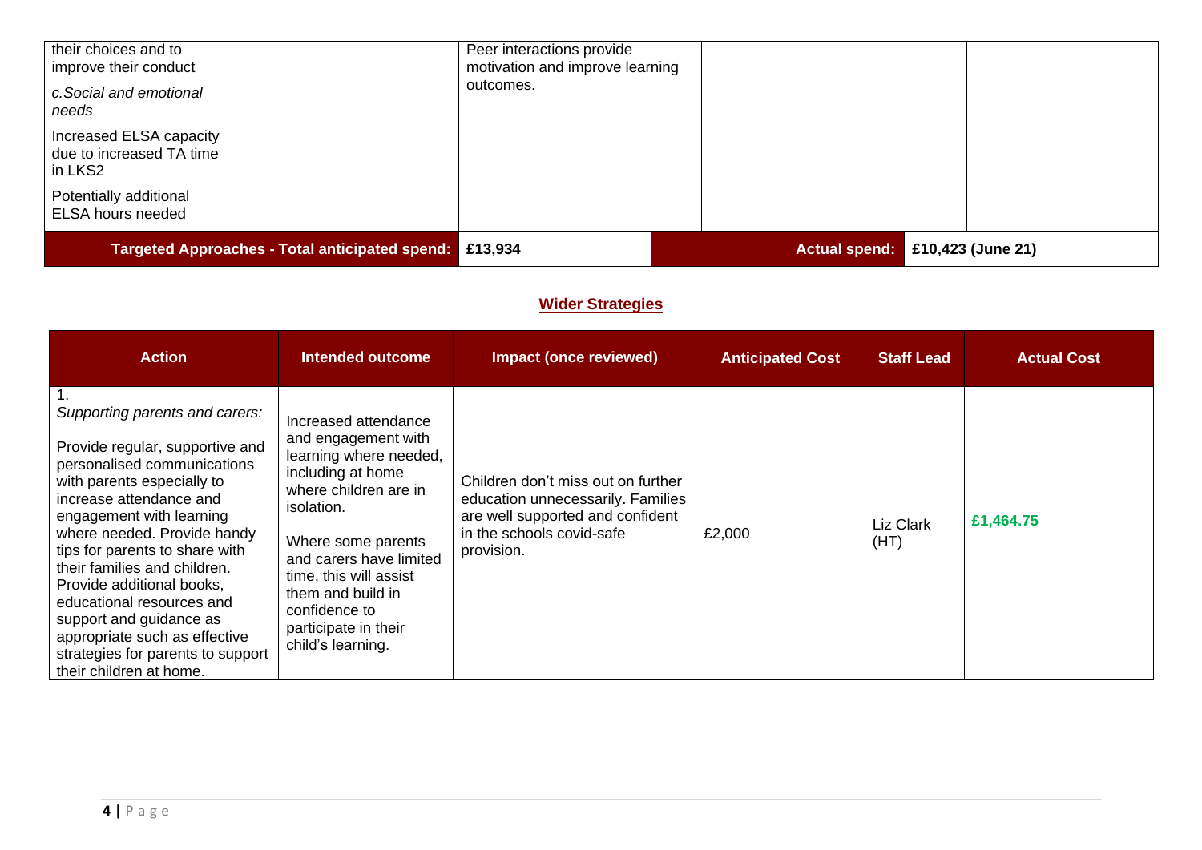| their choices and to improve their conduct<br>*c.Social and emotional needs*<br>Increased ELSA capacity due to increased TA time in LKS2<br>Potentially additional ELSA hours needed | | Peer interactions provide motivation and improve learning outcomes. | | | |
|---|---|---|---|---|---|
| **Targeted Approaches - Total anticipated spend:** | | **£13,934** | **Actual spend:** | | **£10,423 (June 21)** |

## Wider Strategies

| Action | Intended outcome | Impact (once reviewed) | Anticipated Cost | Staff Lead | Actual Cost |
|---|---|---|---|---|---|
| 1.<br>*Supporting parents and carers:*<br>Provide regular, supportive and personalised communications with parents especially to increase attendance and engagement with learning where needed. Provide handy tips for parents to share with their families and children. Provide additional books, educational resources and support and guidance as appropriate such as effective strategies for parents to support their children at home. | Increased attendance and engagement with learning where needed, including at home where children are in isolation.<br>Where some parents and carers have limited time, this will assist them and build in confidence to participate in their child's learning. | Children don't miss out on further education unnecessarily. Families are well supported and confident in the schools covid-safe provision. | £2,000 | Liz Clark (HT) | **£1,464.75** |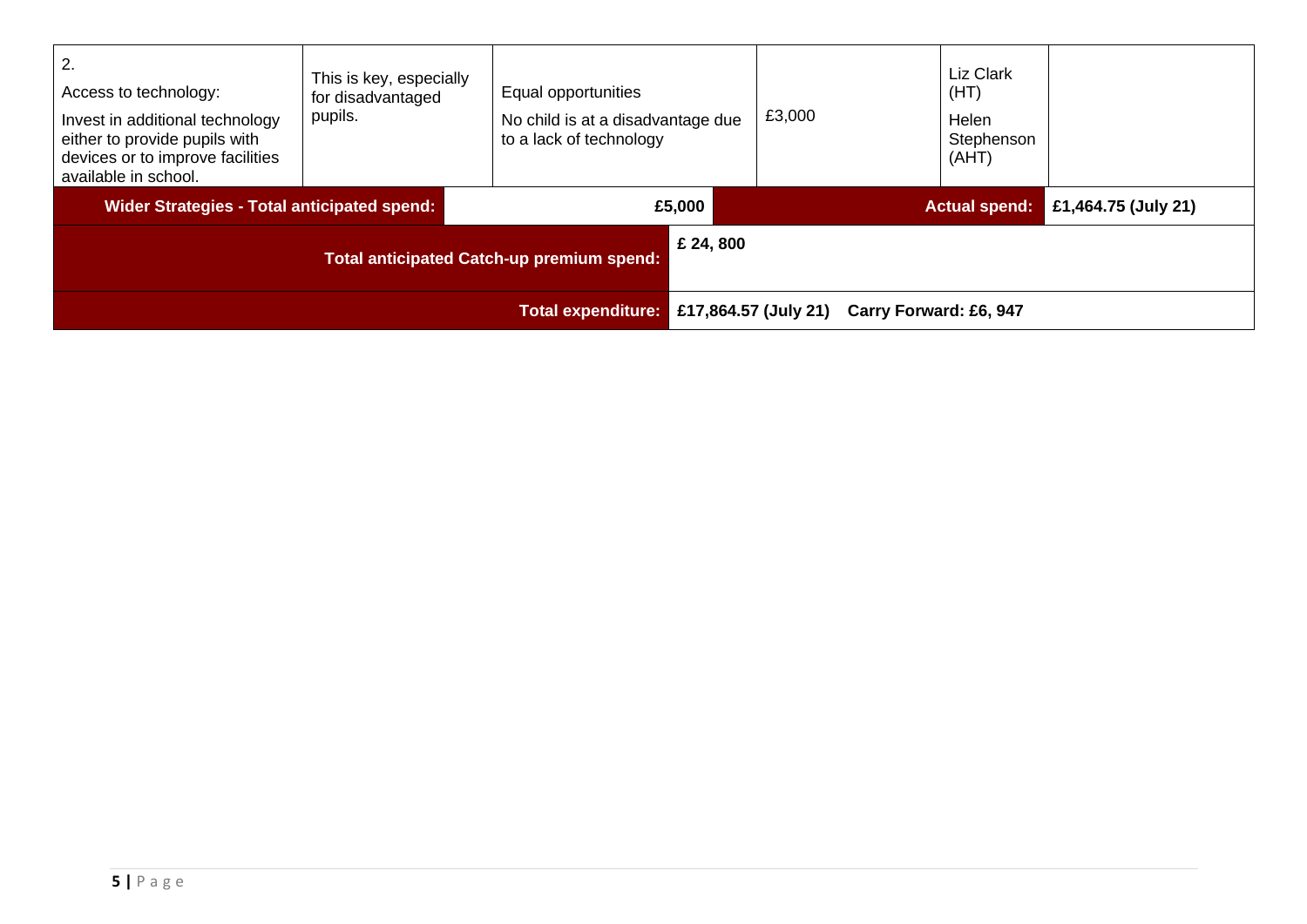| | | | | | |
|---|---|---|---|---|---|
| 2.<br>Access to technology:<br>Invest in additional technology either to provide pupils with devices or to improve facilities available in school. | This is key, especially for disadvantaged pupils. | Equal opportunities<br>No child is at a disadvantage due to a lack of technology | £3,000 | Liz Clark (HT)<br>Helen Stephenson (AHT) | |
| **Wider Strategies - Total anticipated spend:** | | **£5,000** | | **Actual spend:** | **£1,464.75 (July 21)** |
| **Total anticipated Catch-up premium spend:** | | | **£ 24, 800** | | |
| **Total expenditure:** | | | **£17,864.57 (July 21)** | **Carry Forward: £6, 947** | |